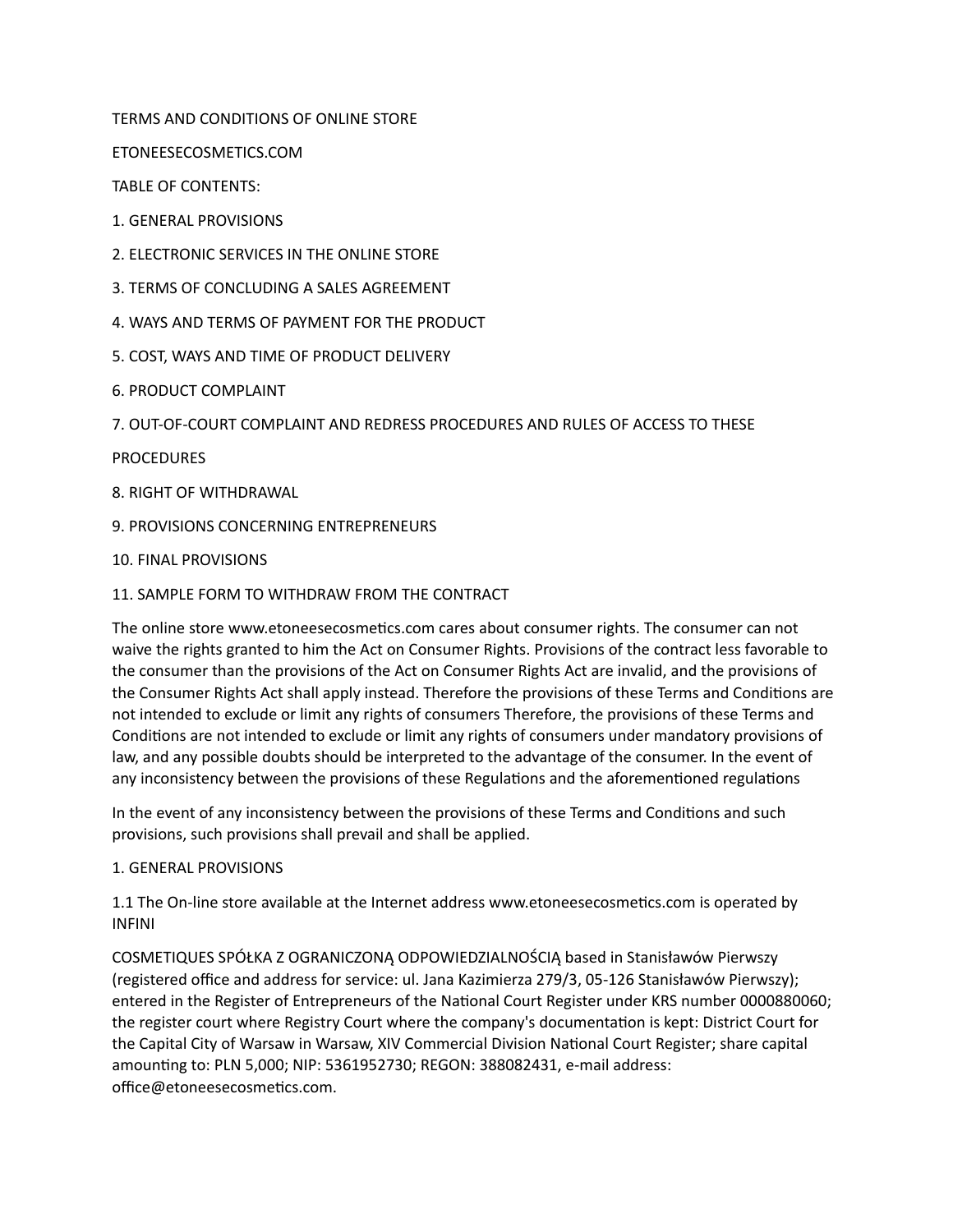# TERMS AND CONDITIONS OF ONLINE STORE

# ETONEESECOSMETICS.COM

TABLE OF CONTENTS:

1. GENERAL PROVISIONS
2. ELECTRONIC SERVICES IN THE ONLINE STORE
3. TERMS OF CONCLUDING A SALES AGREEMENT
4. WAYS AND TERMS OF PAYMENT FOR THE PRODUCT
5. COST, WAYS AND TIME OF PRODUCT DELIVERY
6. PRODUCT COMPLAINT
7. OUT-OF-COURT COMPLAINT AND REDRESS PROCEDURES AND RULES OF ACCESS TO THESE

PROCEDURES

8. RIGHT OF WITHDRAWAL
9. PROVISIONS CONCERNING ENTREPRENEURS
10. FINAL PROVISIONS
11. SAMPLE FORM TO WITHDRAW FROM THE CONTRACT

The online store www.etoneesecosmetics.com cares about consumer rights. The consumer can not waive the rights granted to him the Act on Consumer Rights. Provisions of the contract less favorable to the consumer than the provisions of the Act on Consumer Rights Act are invalid, and the provisions of the Consumer Rights Act shall apply instead. Therefore the provisions of these Terms and Conditions are not intended to exclude or limit any rights of consumers Therefore, the provisions of these Terms and Conditions are not intended to exclude or limit any rights of consumers under mandatory provisions of law, and any possible doubts should be interpreted to the advantage of the consumer. In the event of any inconsistency between the provisions of these Regulations and the aforementioned regulations

In the event of any inconsistency between the provisions of these Terms and Conditions and such provisions, such provisions shall prevail and shall be applied.

## 1. GENERAL PROVISIONS

1.1 The On-line store available at the Internet address www.etoneesecosmetics.com is operated by INFINI

COSMETIQUES SPÓŁKA Z OGRANICZONĄ ODPOWIEDZIALNOŚCIĄ based in Stanisławów Pierwszy (registered office and address for service: ul. Jana Kazimierza 279/3, 05-126 Stanisławów Pierwszy); entered in the Register of Entrepreneurs of the National Court Register under KRS number 0000880060; the register court where Registry Court where the company's documentation is kept: District Court for the Capital City of Warsaw in Warsaw, XIV Commercial Division National Court Register; share capital amounting to: PLN 5,000; NIP: 5361952730; REGON: 388082431, e-mail address: office@etoneesecosmetics.com.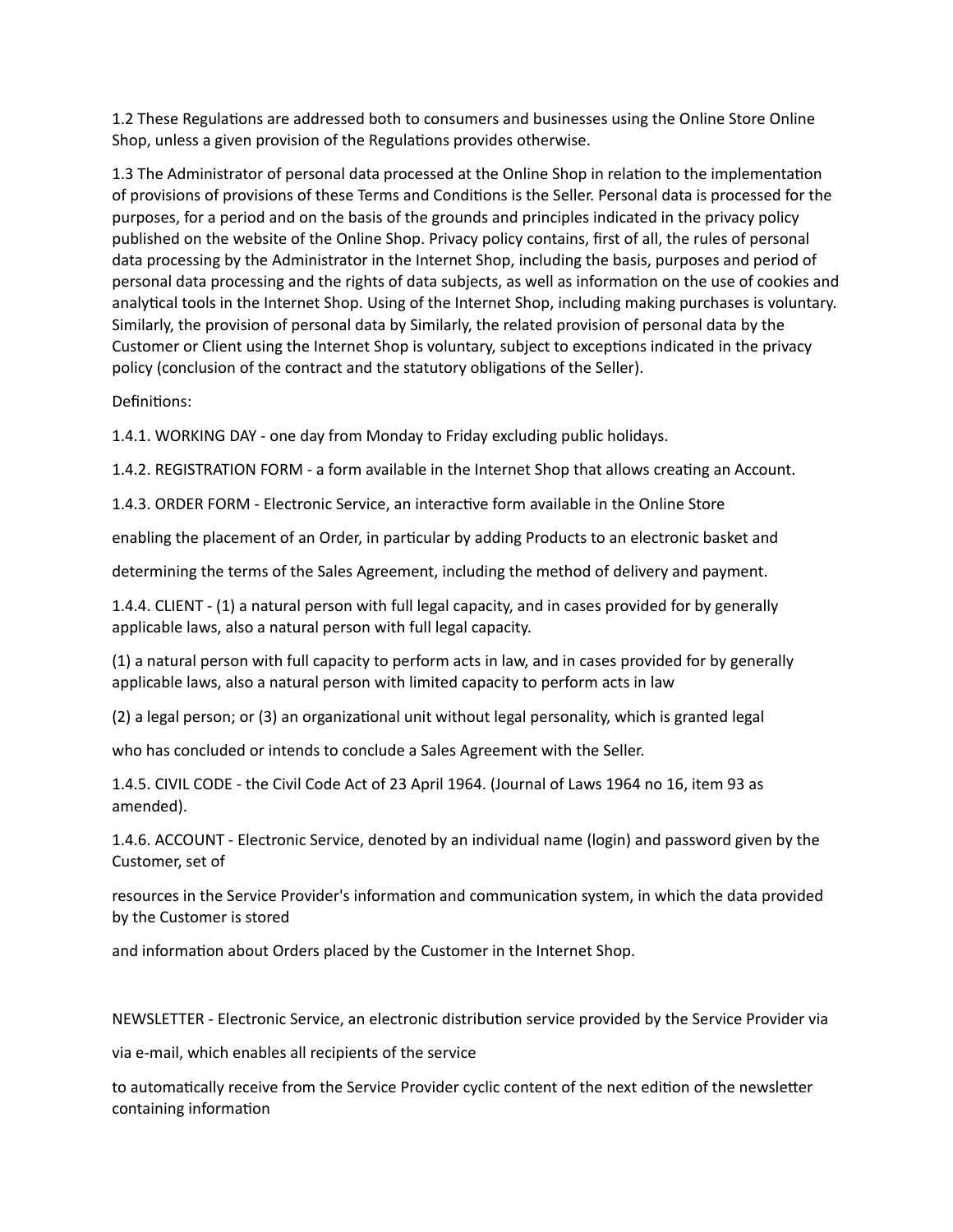1.2 These Regulations are addressed both to consumers and businesses using the Online Store Online Shop, unless a given provision of the Regulations provides otherwise.

1.3 The Administrator of personal data processed at the Online Shop in relation to the implementation of provisions of provisions of these Terms and Conditions is the Seller. Personal data is processed for the purposes, for a period and on the basis of the grounds and principles indicated in the privacy policy published on the website of the Online Shop. Privacy policy contains, first of all, the rules of personal data processing by the Administrator in the Internet Shop, including the basis, purposes and period of personal data processing and the rights of data subjects, as well as information on the use of cookies and analytical tools in the Internet Shop. Using of the Internet Shop, including making purchases is voluntary. Similarly, the provision of personal data by Similarly, the related provision of personal data by the Customer or Client using the Internet Shop is voluntary, subject to exceptions indicated in the privacy policy (conclusion of the contract and the statutory obligations of the Seller).

Definitions:

1.4.1. WORKING DAY - one day from Monday to Friday excluding public holidays.

1.4.2. REGISTRATION FORM - a form available in the Internet Shop that allows creating an Account.

1.4.3. ORDER FORM - Electronic Service, an interactive form available in the Online Store

enabling the placement of an Order, in particular by adding Products to an electronic basket and

determining the terms of the Sales Agreement, including the method of delivery and payment.

1.4.4. CLIENT - (1) a natural person with full legal capacity, and in cases provided for by generally applicable laws, also a natural person with full legal capacity.

(1) a natural person with full capacity to perform acts in law, and in cases provided for by generally applicable laws, also a natural person with limited capacity to perform acts in law

(2) a legal person; or (3) an organizational unit without legal personality, which is granted legal

who has concluded or intends to conclude a Sales Agreement with the Seller.

1.4.5. CIVIL CODE - the Civil Code Act of 23 April 1964. (Journal of Laws 1964 no 16, item 93 as amended).

1.4.6. ACCOUNT - Electronic Service, denoted by an individual name (login) and password given by the Customer, set of

resources in the Service Provider's information and communication system, in which the data provided by the Customer is stored

and information about Orders placed by the Customer in the Internet Shop.

NEWSLETTER - Electronic Service, an electronic distribution service provided by the Service Provider via

via e-mail, which enables all recipients of the service

to automatically receive from the Service Provider cyclic content of the next edition of the newsletter containing information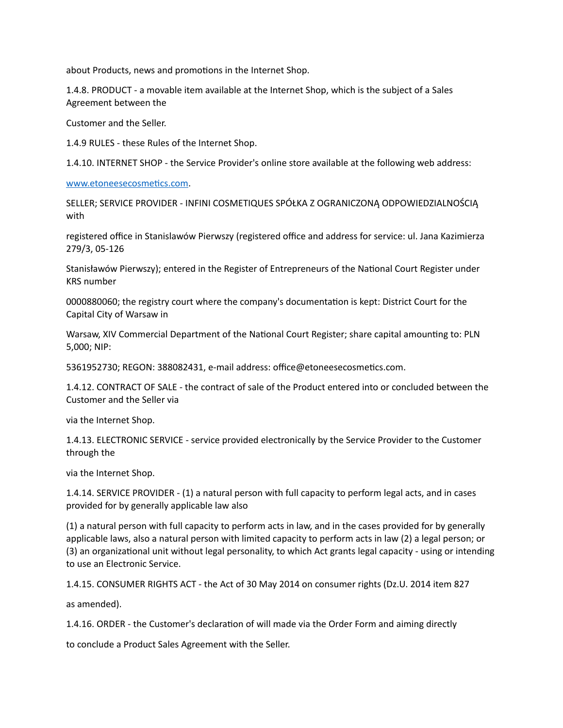about Products, news and promotions in the Internet Shop.

1.4.8. PRODUCT - a movable item available at the Internet Shop, which is the subject of a Sales Agreement between the

Customer and the Seller.

1.4.9 RULES - these Rules of the Internet Shop.

1.4.10. INTERNET SHOP - the Service Provider's online store available at the following web address:

www.etoneesecosmetics.com.

SELLER; SERVICE PROVIDER - INFINI COSMETIQUES SPÓŁKA Z OGRANICZONĄ ODPOWIEDZIALNOŚCIĄ with

registered office in Stanislawów Pierwszy (registered office and address for service: ul. Jana Kazimierza 279/3, 05-126

Stanisławów Pierwszy); entered in the Register of Entrepreneurs of the National Court Register under KRS number

0000880060; the registry court where the company's documentation is kept: District Court for the Capital City of Warsaw in

Warsaw, XIV Commercial Department of the National Court Register; share capital amounting to: PLN 5,000; NIP:

5361952730; REGON: 388082431, e-mail address: office@etoneesecosmetics.com.

1.4.12. CONTRACT OF SALE - the contract of sale of the Product entered into or concluded between the Customer and the Seller via

via the Internet Shop.

1.4.13. ELECTRONIC SERVICE - service provided electronically by the Service Provider to the Customer through the

via the Internet Shop.

1.4.14. SERVICE PROVIDER - (1) a natural person with full capacity to perform legal acts, and in cases provided for by generally applicable law also

(1) a natural person with full capacity to perform acts in law, and in the cases provided for by generally applicable laws, also a natural person with limited capacity to perform acts in law (2) a legal person; or (3) an organizational unit without legal personality, to which Act grants legal capacity - using or intending to use an Electronic Service.

1.4.15. CONSUMER RIGHTS ACT - the Act of 30 May 2014 on consumer rights (Dz.U. 2014 item 827

as amended).

1.4.16. ORDER - the Customer's declaration of will made via the Order Form and aiming directly

to conclude a Product Sales Agreement with the Seller.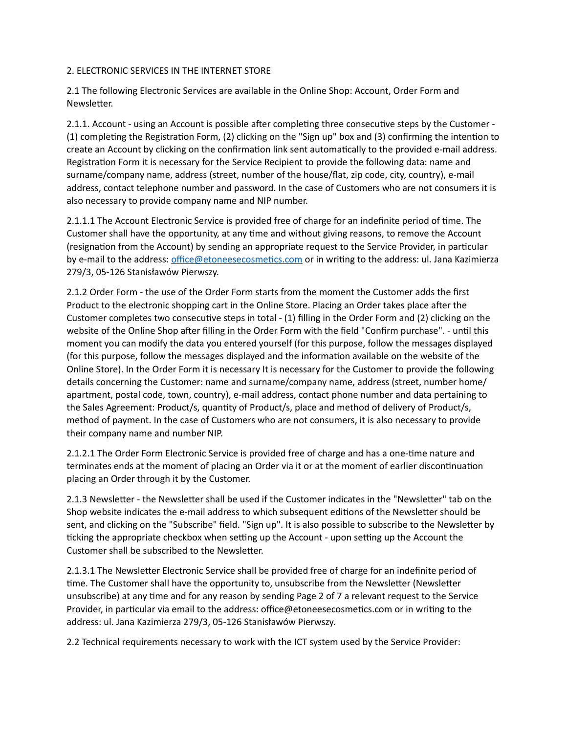2. ELECTRONIC SERVICES IN THE INTERNET STORE

2.1 The following Electronic Services are available in the Online Shop: Account, Order Form and Newsletter.

2.1.1. Account - using an Account is possible after completing three consecutive steps by the Customer - (1) completing the Registration Form, (2) clicking on the "Sign up" box and (3) confirming the intention to create an Account by clicking on the confirmation link sent automatically to the provided e-mail address. Registration Form it is necessary for the Service Recipient to provide the following data: name and surname/company name, address (street, number of the house/flat, zip code, city, country), e-mail address, contact telephone number and password. In the case of Customers who are not consumers it is also necessary to provide company name and NIP number.

2.1.1.1 The Account Electronic Service is provided free of charge for an indefinite period of time. The Customer shall have the opportunity, at any time and without giving reasons, to remove the Account (resignation from the Account) by sending an appropriate request to the Service Provider, in particular by e-mail to the address: office@etoneesecosmetics.com or in writing to the address: ul. Jana Kazimierza 279/3, 05-126 Stanisławów Pierwszy.

2.1.2 Order Form - the use of the Order Form starts from the moment the Customer adds the first Product to the electronic shopping cart in the Online Store. Placing an Order takes place after the Customer completes two consecutive steps in total - (1) filling in the Order Form and (2) clicking on the website of the Online Shop after filling in the Order Form with the field "Confirm purchase". - until this moment you can modify the data you entered yourself (for this purpose, follow the messages displayed (for this purpose, follow the messages displayed and the information available on the website of the Online Store). In the Order Form it is necessary It is necessary for the Customer to provide the following details concerning the Customer: name and surname/company name, address (street, number home/ apartment, postal code, town, country), e-mail address, contact phone number and data pertaining to the Sales Agreement: Product/s, quantity of Product/s, place and method of delivery of Product/s, method of payment. In the case of Customers who are not consumers, it is also necessary to provide their company name and number NIP.

2.1.2.1 The Order Form Electronic Service is provided free of charge and has a one-time nature and terminates ends at the moment of placing an Order via it or at the moment of earlier discontinuation placing an Order through it by the Customer.

2.1.3 Newsletter - the Newsletter shall be used if the Customer indicates in the "Newsletter" tab on the Shop website indicates the e-mail address to which subsequent editions of the Newsletter should be sent, and clicking on the "Subscribe" field. "Sign up". It is also possible to subscribe to the Newsletter by ticking the appropriate checkbox when setting up the Account - upon setting up the Account the Customer shall be subscribed to the Newsletter.

2.1.3.1 The Newsletter Electronic Service shall be provided free of charge for an indefinite period of time. The Customer shall have the opportunity to, unsubscribe from the Newsletter (Newsletter unsubscribe) at any time and for any reason by sending Page 2 of 7 a relevant request to the Service Provider, in particular via email to the address: office@etoneesecosmetics.com or in writing to the address: ul. Jana Kazimierza 279/3, 05-126 Stanisławów Pierwszy.

2.2 Technical requirements necessary to work with the ICT system used by the Service Provider: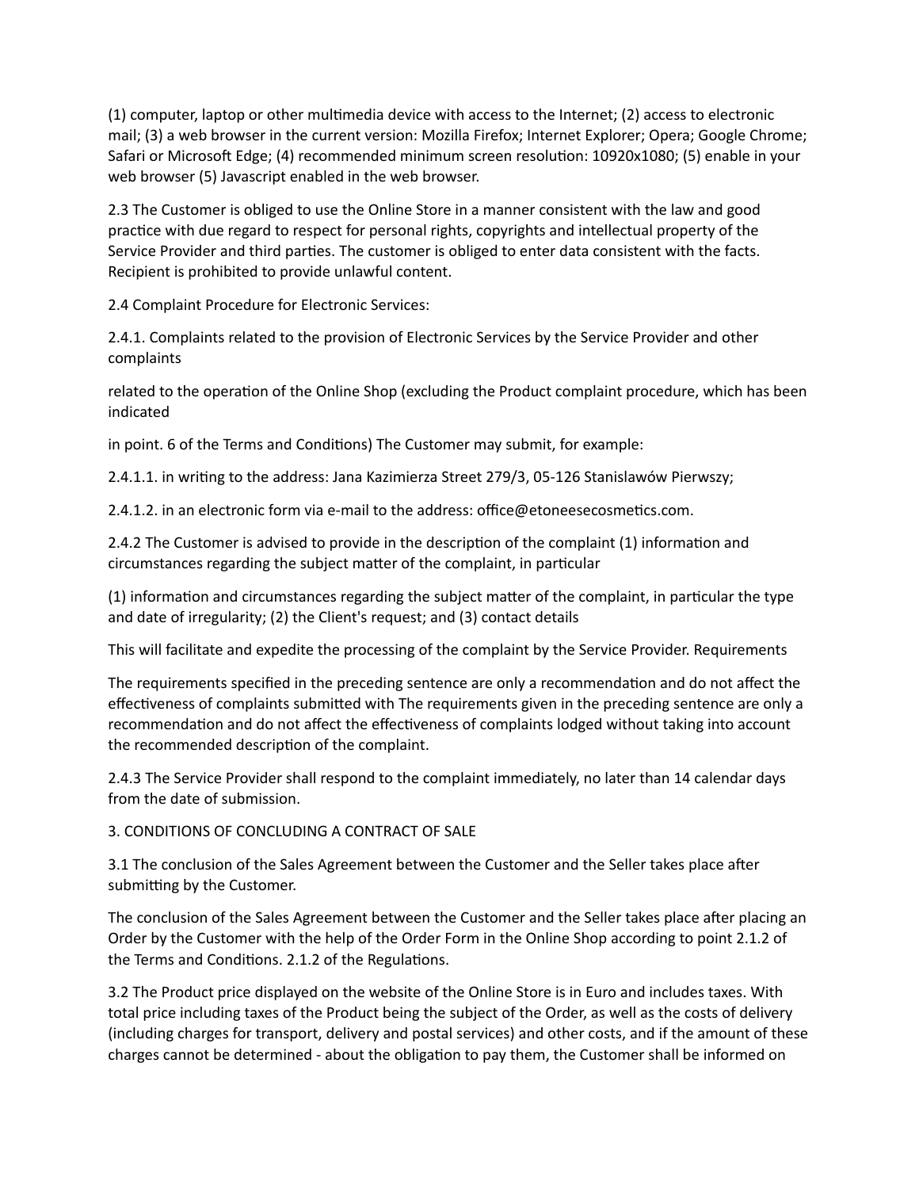(1) computer, laptop or other multimedia device with access to the Internet; (2) access to electronic mail; (3) a web browser in the current version: Mozilla Firefox; Internet Explorer; Opera; Google Chrome; Safari or Microsoft Edge; (4) recommended minimum screen resolution: 10920x1080; (5) enable in your web browser (5) Javascript enabled in the web browser.

2.3 The Customer is obliged to use the Online Store in a manner consistent with the law and good practice with due regard to respect for personal rights, copyrights and intellectual property of the Service Provider and third parties. The customer is obliged to enter data consistent with the facts. Recipient is prohibited to provide unlawful content.

2.4 Complaint Procedure for Electronic Services:

2.4.1. Complaints related to the provision of Electronic Services by the Service Provider and other complaints

related to the operation of the Online Shop (excluding the Product complaint procedure, which has been indicated

in point. 6 of the Terms and Conditions) The Customer may submit, for example:

2.4.1.1. in writing to the address: Jana Kazimierza Street 279/3, 05-126 Stanislawów Pierwszy;

2.4.1.2. in an electronic form via e-mail to the address: office@etoneesecosmetics.com.

2.4.2 The Customer is advised to provide in the description of the complaint (1) information and circumstances regarding the subject matter of the complaint, in particular

(1) information and circumstances regarding the subject matter of the complaint, in particular the type and date of irregularity; (2) the Client's request; and (3) contact details

This will facilitate and expedite the processing of the complaint by the Service Provider. Requirements

The requirements specified in the preceding sentence are only a recommendation and do not affect the effectiveness of complaints submitted with The requirements given in the preceding sentence are only a recommendation and do not affect the effectiveness of complaints lodged without taking into account the recommended description of the complaint.

2.4.3 The Service Provider shall respond to the complaint immediately, no later than 14 calendar days from the date of submission.

3. CONDITIONS OF CONCLUDING A CONTRACT OF SALE

3.1 The conclusion of the Sales Agreement between the Customer and the Seller takes place after submitting by the Customer.

The conclusion of the Sales Agreement between the Customer and the Seller takes place after placing an Order by the Customer with the help of the Order Form in the Online Shop according to point 2.1.2 of the Terms and Conditions. 2.1.2 of the Regulations.

3.2 The Product price displayed on the website of the Online Store is in Euro and includes taxes. With total price including taxes of the Product being the subject of the Order, as well as the costs of delivery (including charges for transport, delivery and postal services) and other costs, and if the amount of these charges cannot be determined - about the obligation to pay them, the Customer shall be informed on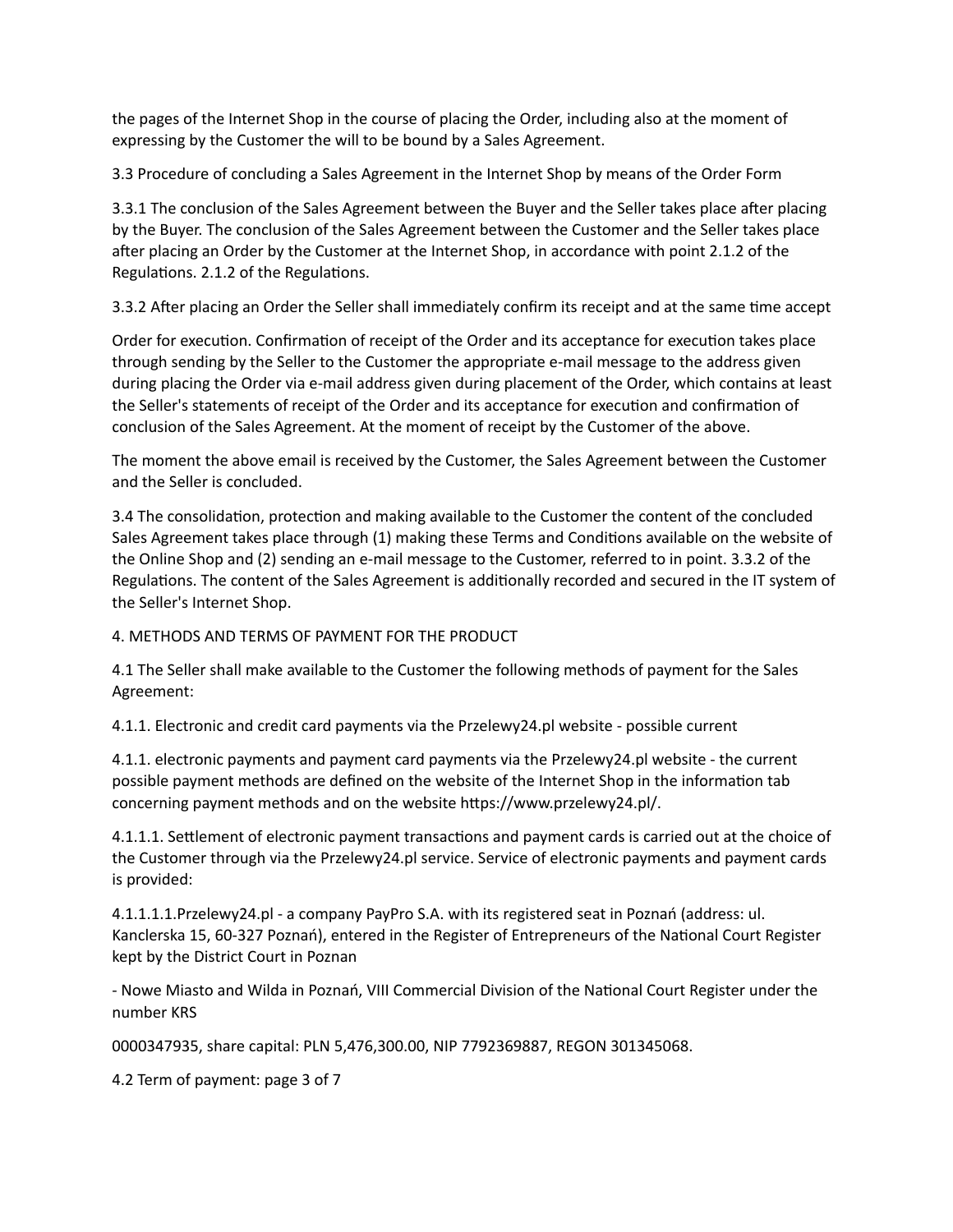the pages of the Internet Shop in the course of placing the Order, including also at the moment of expressing by the Customer the will to be bound by a Sales Agreement.

3.3 Procedure of concluding a Sales Agreement in the Internet Shop by means of the Order Form

3.3.1 The conclusion of the Sales Agreement between the Buyer and the Seller takes place after placing by the Buyer. The conclusion of the Sales Agreement between the Customer and the Seller takes place after placing an Order by the Customer at the Internet Shop, in accordance with point 2.1.2 of the Regulations. 2.1.2 of the Regulations.

3.3.2 After placing an Order the Seller shall immediately confirm its receipt and at the same time accept

Order for execution. Confirmation of receipt of the Order and its acceptance for execution takes place through sending by the Seller to the Customer the appropriate e-mail message to the address given during placing the Order via e-mail address given during placement of the Order, which contains at least the Seller's statements of receipt of the Order and its acceptance for execution and confirmation of conclusion of the Sales Agreement. At the moment of receipt by the Customer of the above.

The moment the above email is received by the Customer, the Sales Agreement between the Customer and the Seller is concluded.

3.4 The consolidation, protection and making available to the Customer the content of the concluded Sales Agreement takes place through (1) making these Terms and Conditions available on the website of the Online Shop and (2) sending an e-mail message to the Customer, referred to in point. 3.3.2 of the Regulations. The content of the Sales Agreement is additionally recorded and secured in the IT system of the Seller's Internet Shop.

4. METHODS AND TERMS OF PAYMENT FOR THE PRODUCT

4.1 The Seller shall make available to the Customer the following methods of payment for the Sales Agreement:

4.1.1. Electronic and credit card payments via the Przelewy24.pl website - possible current

4.1.1. electronic payments and payment card payments via the Przelewy24.pl website - the current possible payment methods are defined on the website of the Internet Shop in the information tab concerning payment methods and on the website https://www.przelewy24.pl/.

4.1.1.1. Settlement of electronic payment transactions and payment cards is carried out at the choice of the Customer through via the Przelewy24.pl service. Service of electronic payments and payment cards is provided:

4.1.1.1.1.Przelewy24.pl - a company PayPro S.A. with its registered seat in Poznań (address: ul. Kanclerska 15, 60-327 Poznań), entered in the Register of Entrepreneurs of the National Court Register kept by the District Court in Poznan

- Nowe Miasto and Wilda in Poznań, VIII Commercial Division of the National Court Register under the number KRS

0000347935, share capital: PLN 5,476,300.00, NIP 7792369887, REGON 301345068.

4.2 Term of payment: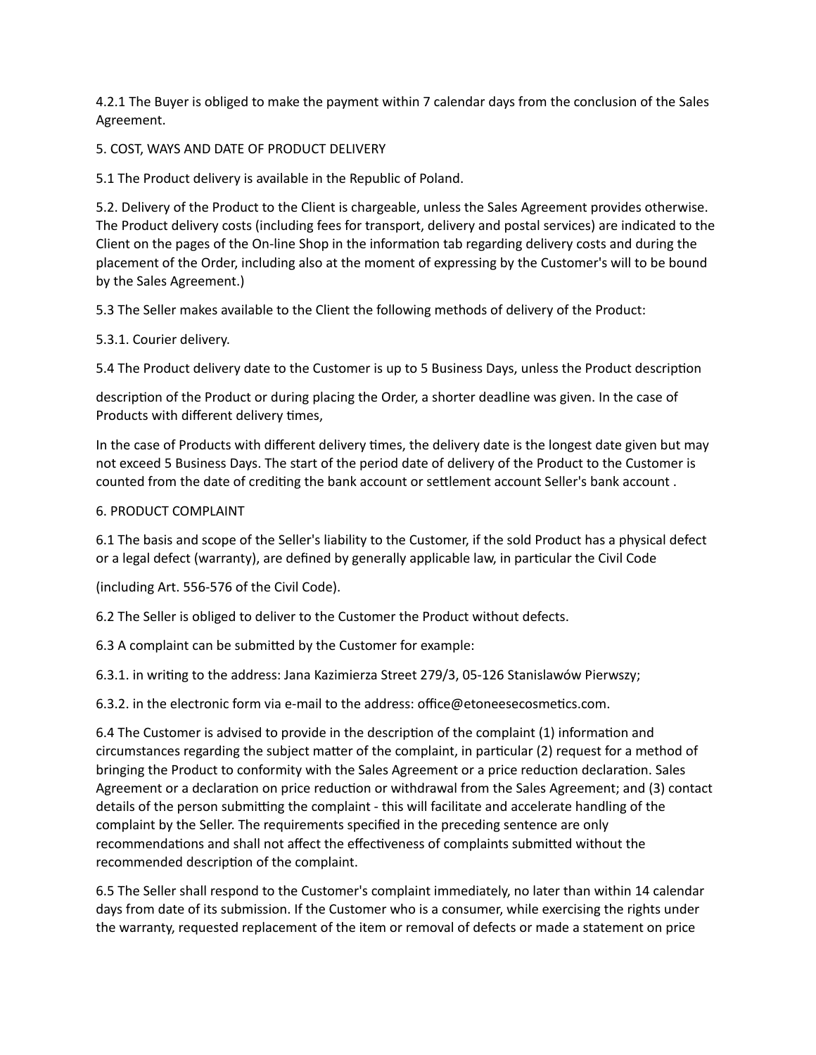4.2.1 The Buyer is obliged to make the payment within 7 calendar days from the conclusion of the Sales Agreement.

## 5. COST, WAYS AND DATE OF PRODUCT DELIVERY

5.1 The Product delivery is available in the Republic of Poland.

5.2. Delivery of the Product to the Client is chargeable, unless the Sales Agreement provides otherwise. The Product delivery costs (including fees for transport, delivery and postal services) are indicated to the Client on the pages of the On-line Shop in the information tab regarding delivery costs and during the placement of the Order, including also at the moment of expressing by the Customer's will to be bound by the Sales Agreement.)

5.3 The Seller makes available to the Client the following methods of delivery of the Product:

5.3.1. Courier delivery.

5.4 The Product delivery date to the Customer is up to 5 Business Days, unless the Product description

description of the Product or during placing the Order, a shorter deadline was given. In the case of Products with different delivery times,

In the case of Products with different delivery times, the delivery date is the longest date given but may not exceed 5 Business Days. The start of the period date of delivery of the Product to the Customer is counted from the date of crediting the bank account or settlement account Seller's bank account .

## 6. PRODUCT COMPLAINT

6.1 The basis and scope of the Seller's liability to the Customer, if the sold Product has a physical defect or a legal defect (warranty), are defined by generally applicable law, in particular the Civil Code

(including Art. 556-576 of the Civil Code).

6.2 The Seller is obliged to deliver to the Customer the Product without defects.

6.3 A complaint can be submitted by the Customer for example:

6.3.1. in writing to the address: Jana Kazimierza Street 279/3, 05-126 Stanislawów Pierwszy;

6.3.2. in the electronic form via e-mail to the address: office@etoneesecosmetics.com.

6.4 The Customer is advised to provide in the description of the complaint (1) information and circumstances regarding the subject matter of the complaint, in particular (2) request for a method of bringing the Product to conformity with the Sales Agreement or a price reduction declaration. Sales Agreement or a declaration on price reduction or withdrawal from the Sales Agreement; and (3) contact details of the person submitting the complaint - this will facilitate and accelerate handling of the complaint by the Seller. The requirements specified in the preceding sentence are only recommendations and shall not affect the effectiveness of complaints submitted without the recommended description of the complaint.

6.5 The Seller shall respond to the Customer's complaint immediately, no later than within 14 calendar days from date of its submission. If the Customer who is a consumer, while exercising the rights under the warranty, requested replacement of the item or removal of defects or made a statement on price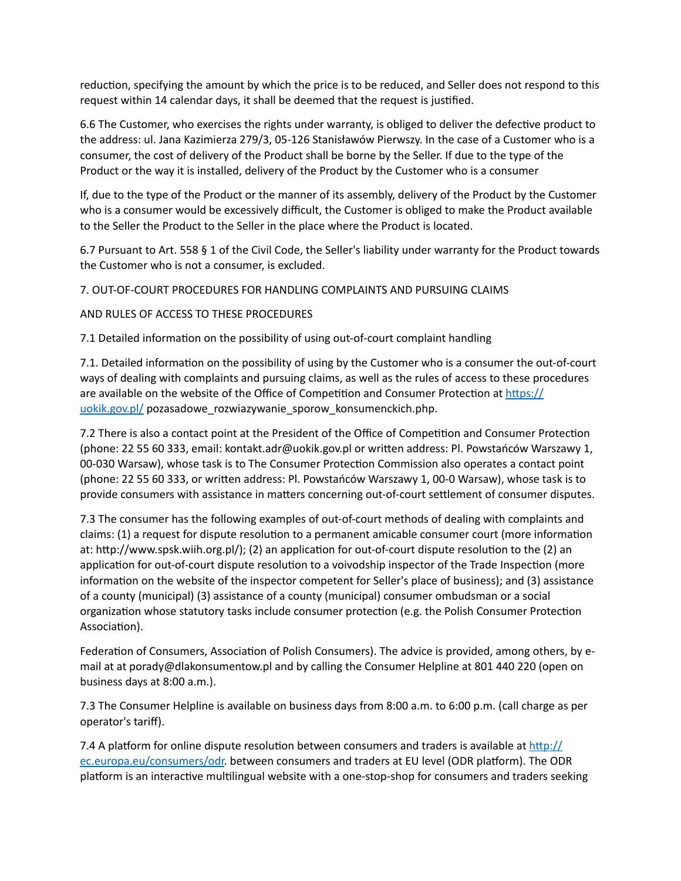reduction, specifying the amount by which the price is to be reduced, and Seller does not respond to this request within 14 calendar days, it shall be deemed that the request is justified.

6.6 The Customer, who exercises the rights under warranty, is obliged to deliver the defective product to the address: ul. Jana Kazimierza 279/3, 05-126 Stanisławów Pierwszy. In the case of a Customer who is a consumer, the cost of delivery of the Product shall be borne by the Seller. If due to the type of the Product or the way it is installed, delivery of the Product by the Customer who is a consumer

If, due to the type of the Product or the manner of its assembly, delivery of the Product by the Customer who is a consumer would be excessively difficult, the Customer is obliged to make the Product available to the Seller the Product to the Seller in the place where the Product is located.

6.7 Pursuant to Art. 558 § 1 of the Civil Code, the Seller's liability under warranty for the Product towards the Customer who is not a consumer, is excluded.

7. OUT-OF-COURT PROCEDURES FOR HANDLING COMPLAINTS AND PURSUING CLAIMS

AND RULES OF ACCESS TO THESE PROCEDURES

7.1 Detailed information on the possibility of using out-of-court complaint handling

7.1. Detailed information on the possibility of using by the Customer who is a consumer the out-of-court ways of dealing with complaints and pursuing claims, as well as the rules of access to these procedures are available on the website of the Office of Competition and Consumer Protection at [https://uokik.gov.pl/](https://uokik.gov.pl/) pozasadowe_rozwiazywanie_sporow_konsumenckich.php.

7.2 There is also a contact point at the President of the Office of Competition and Consumer Protection (phone: 22 55 60 333, email: kontakt.adr@uokik.gov.pl or written address: Pl. Powstańców Warszawy 1, 00-030 Warsaw), whose task is to The Consumer Protection Commission also operates a contact point (phone: 22 55 60 333, or written address: Pl. Powstańców Warszawy 1, 00-0 Warsaw), whose task is to provide consumers with assistance in matters concerning out-of-court settlement of consumer disputes.

7.3 The consumer has the following examples of out-of-court methods of dealing with complaints and claims: (1) a request for dispute resolution to a permanent amicable consumer court (more information at: http://www.spsk.wiih.org.pl/); (2) an application for out-of-court dispute resolution to the (2) an application for out-of-court dispute resolution to a voivodship inspector of the Trade Inspection (more information on the website of the inspector competent for Seller's place of business); and (3) assistance of a county (municipal) (3) assistance of a county (municipal) consumer ombudsman or a social organization whose statutory tasks include consumer protection (e.g. the Polish Consumer Protection Association).

Federation of Consumers, Association of Polish Consumers). The advice is provided, among others, by e-mail at at porady@dlakonsumentow.pl and by calling the Consumer Helpline at 801 440 220 (open on business days at 8:00 a.m.).

7.3 The Consumer Helpline is available on business days from 8:00 a.m. to 6:00 p.m. (call charge as per operator's tariff).

7.4 A platform for online dispute resolution between consumers and traders is available at [http://ec.europa.eu/consumers/odr](http://ec.europa.eu/consumers/odr). between consumers and traders at EU level (ODR platform). The ODR platform is an interactive multilingual website with a one-stop-shop for consumers and traders seeking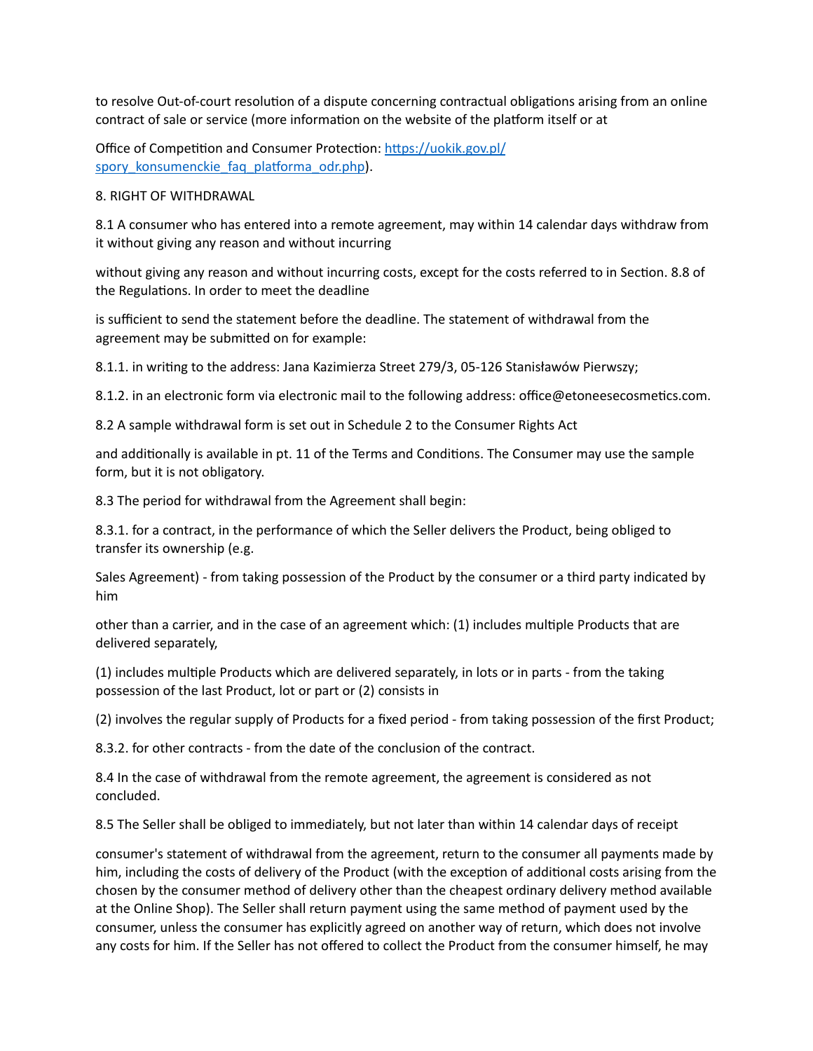to resolve Out-of-court resolution of a dispute concerning contractual obligations arising from an online contract of sale or service (more information on the website of the platform itself or at

Office of Competition and Consumer Protection: [https://uokik.gov.pl/spory_konsumenckie_faq_platforma_odr.php](https://uokik.gov.pl/spory_konsumenckie_faq_platforma_odr.php)).

## 8. RIGHT OF WITHDRAWAL

8.1 A consumer who has entered into a remote agreement, may within 14 calendar days withdraw from it without giving any reason and without incurring

without giving any reason and without incurring costs, except for the costs referred to in Section. 8.8 of the Regulations. In order to meet the deadline

is sufficient to send the statement before the deadline. The statement of withdrawal from the agreement may be submitted on for example:

8.1.1. in writing to the address: Jana Kazimierza Street 279/3, 05-126 Stanisławów Pierwszy;

8.1.2. in an electronic form via electronic mail to the following address: office@etoneesecosmetics.com.

8.2 A sample withdrawal form is set out in Schedule 2 to the Consumer Rights Act

and additionally is available in pt. 11 of the Terms and Conditions. The Consumer may use the sample form, but it is not obligatory.

8.3 The period for withdrawal from the Agreement shall begin:

8.3.1. for a contract, in the performance of which the Seller delivers the Product, being obliged to transfer its ownership (e.g.

Sales Agreement) - from taking possession of the Product by the consumer or a third party indicated by him

other than a carrier, and in the case of an agreement which: (1) includes multiple Products that are delivered separately,

(1) includes multiple Products which are delivered separately, in lots or in parts - from the taking possession of the last Product, lot or part or (2) consists in

(2) involves the regular supply of Products for a fixed period - from taking possession of the first Product;

8.3.2. for other contracts - from the date of the conclusion of the contract.

8.4 In the case of withdrawal from the remote agreement, the agreement is considered as not concluded.

8.5 The Seller shall be obliged to immediately, but not later than within 14 calendar days of receipt

consumer's statement of withdrawal from the agreement, return to the consumer all payments made by him, including the costs of delivery of the Product (with the exception of additional costs arising from the chosen by the consumer method of delivery other than the cheapest ordinary delivery method available at the Online Shop). The Seller shall return payment using the same method of payment used by the consumer, unless the consumer has explicitly agreed on another way of return, which does not involve any costs for him. If the Seller has not offered to collect the Product from the consumer himself, he may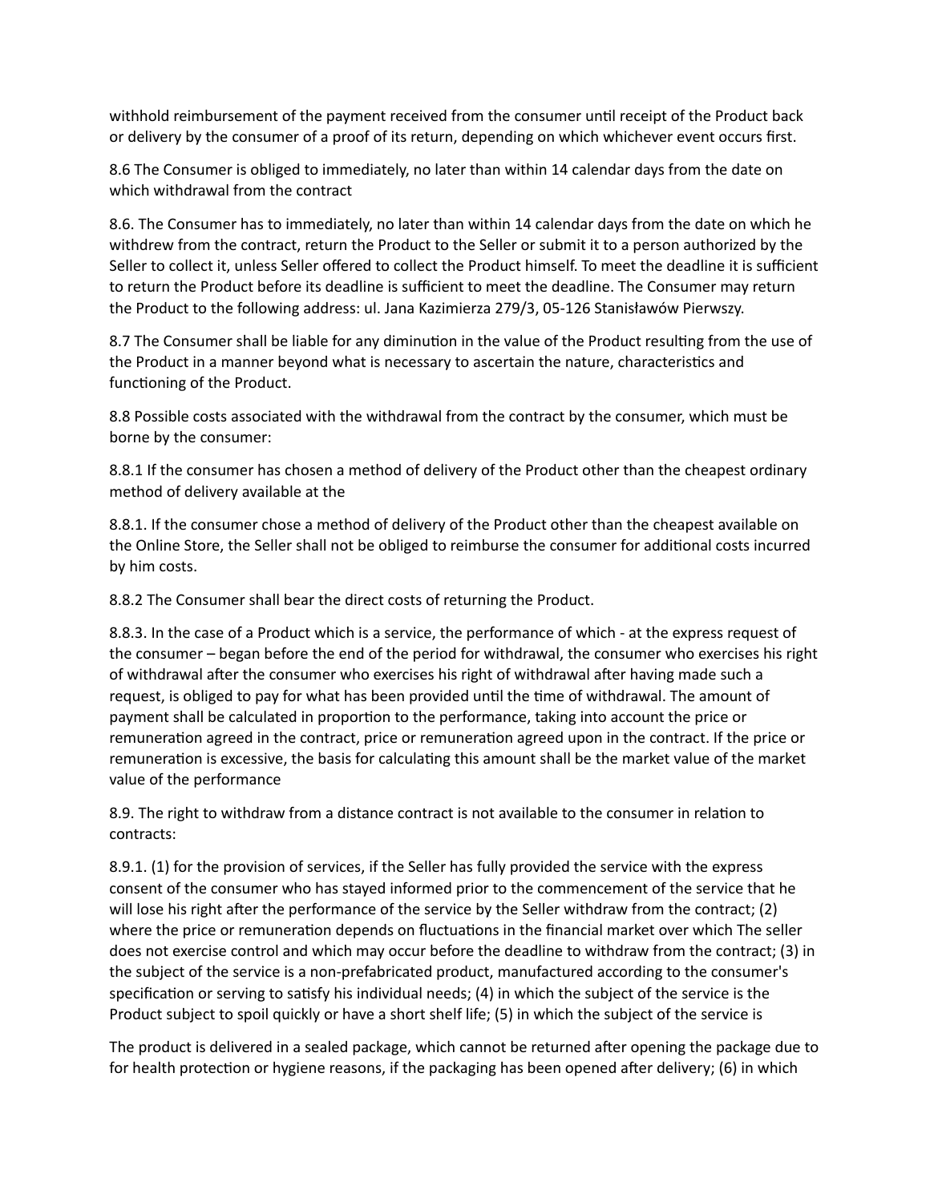withhold reimbursement of the payment received from the consumer until receipt of the Product back or delivery by the consumer of a proof of its return, depending on which whichever event occurs first.

8.6 The Consumer is obliged to immediately, no later than within 14 calendar days from the date on which withdrawal from the contract

8.6. The Consumer has to immediately, no later than within 14 calendar days from the date on which he withdrew from the contract, return the Product to the Seller or submit it to a person authorized by the Seller to collect it, unless Seller offered to collect the Product himself. To meet the deadline it is sufficient to return the Product before its deadline is sufficient to meet the deadline. The Consumer may return the Product to the following address: ul. Jana Kazimierza 279/3, 05-126 Stanisławów Pierwszy.

8.7 The Consumer shall be liable for any diminution in the value of the Product resulting from the use of the Product in a manner beyond what is necessary to ascertain the nature, characteristics and functioning of the Product.

8.8 Possible costs associated with the withdrawal from the contract by the consumer, which must be borne by the consumer:

8.8.1 If the consumer has chosen a method of delivery of the Product other than the cheapest ordinary method of delivery available at the

8.8.1. If the consumer chose a method of delivery of the Product other than the cheapest available on the Online Store, the Seller shall not be obliged to reimburse the consumer for additional costs incurred by him costs.

8.8.2 The Consumer shall bear the direct costs of returning the Product.

8.8.3. In the case of a Product which is a service, the performance of which - at the express request of the consumer – began before the end of the period for withdrawal, the consumer who exercises his right of withdrawal after the consumer who exercises his right of withdrawal after having made such a request, is obliged to pay for what has been provided until the time of withdrawal. The amount of payment shall be calculated in proportion to the performance, taking into account the price or remuneration agreed in the contract, price or remuneration agreed upon in the contract. If the price or remuneration is excessive, the basis for calculating this amount shall be the market value of the market value of the performance

8.9. The right to withdraw from a distance contract is not available to the consumer in relation to contracts:

8.9.1. (1) for the provision of services, if the Seller has fully provided the service with the express consent of the consumer who has stayed informed prior to the commencement of the service that he will lose his right after the performance of the service by the Seller withdraw from the contract; (2) where the price or remuneration depends on fluctuations in the financial market over which The seller does not exercise control and which may occur before the deadline to withdraw from the contract; (3) in the subject of the service is a non-prefabricated product, manufactured according to the consumer's specification or serving to satisfy his individual needs; (4) in which the subject of the service is the Product subject to spoil quickly or have a short shelf life; (5) in which the subject of the service is

The product is delivered in a sealed package, which cannot be returned after opening the package due to for health protection or hygiene reasons, if the packaging has been opened after delivery; (6) in which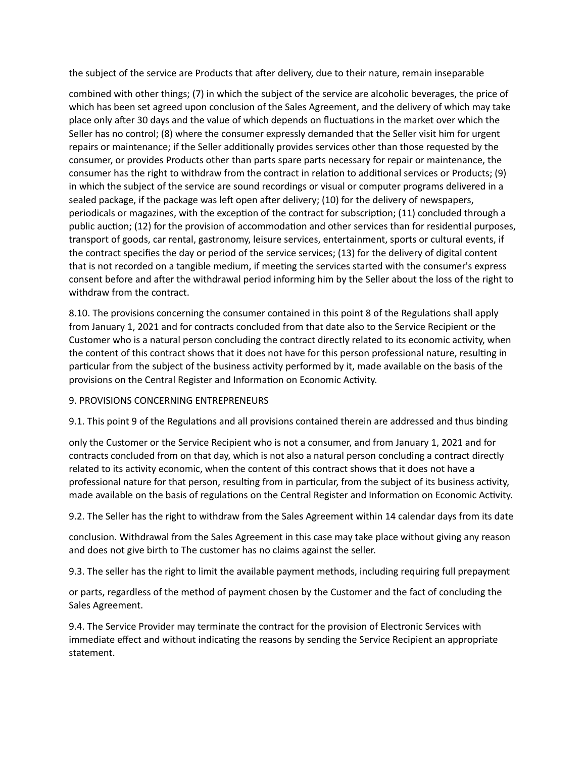the subject of the service are Products that after delivery, due to their nature, remain inseparable

combined with other things; (7) in which the subject of the service are alcoholic beverages, the price of which has been set agreed upon conclusion of the Sales Agreement, and the delivery of which may take place only after 30 days and the value of which depends on fluctuations in the market over which the Seller has no control; (8) where the consumer expressly demanded that the Seller visit him for urgent repairs or maintenance; if the Seller additionally provides services other than those requested by the consumer, or provides Products other than parts spare parts necessary for repair or maintenance, the consumer has the right to withdraw from the contract in relation to additional services or Products; (9) in which the subject of the service are sound recordings or visual or computer programs delivered in a sealed package, if the package was left open after delivery; (10) for the delivery of newspapers, periodicals or magazines, with the exception of the contract for subscription; (11) concluded through a public auction; (12) for the provision of accommodation and other services than for residential purposes, transport of goods, car rental, gastronomy, leisure services, entertainment, sports or cultural events, if the contract specifies the day or period of the service services; (13) for the delivery of digital content that is not recorded on a tangible medium, if meeting the services started with the consumer's express consent before and after the withdrawal period informing him by the Seller about the loss of the right to withdraw from the contract.

8.10. The provisions concerning the consumer contained in this point 8 of the Regulations shall apply from January 1, 2021 and for contracts concluded from that date also to the Service Recipient or the Customer who is a natural person concluding the contract directly related to its economic activity, when the content of this contract shows that it does not have for this person professional nature, resulting in particular from the subject of the business activity performed by it, made available on the basis of the provisions on the Central Register and Information on Economic Activity.

9. PROVISIONS CONCERNING ENTREPRENEURS

9.1. This point 9 of the Regulations and all provisions contained therein are addressed and thus binding

only the Customer or the Service Recipient who is not a consumer, and from January 1, 2021 and for contracts concluded from on that day, which is not also a natural person concluding a contract directly related to its activity economic, when the content of this contract shows that it does not have a professional nature for that person, resulting from in particular, from the subject of its business activity, made available on the basis of regulations on the Central Register and Information on Economic Activity.

9.2. The Seller has the right to withdraw from the Sales Agreement within 14 calendar days from its date

conclusion. Withdrawal from the Sales Agreement in this case may take place without giving any reason and does not give birth to The customer has no claims against the seller.

9.3. The seller has the right to limit the available payment methods, including requiring full prepayment

or parts, regardless of the method of payment chosen by the Customer and the fact of concluding the Sales Agreement.

9.4. The Service Provider may terminate the contract for the provision of Electronic Services with immediate effect and without indicating the reasons by sending the Service Recipient an appropriate statement.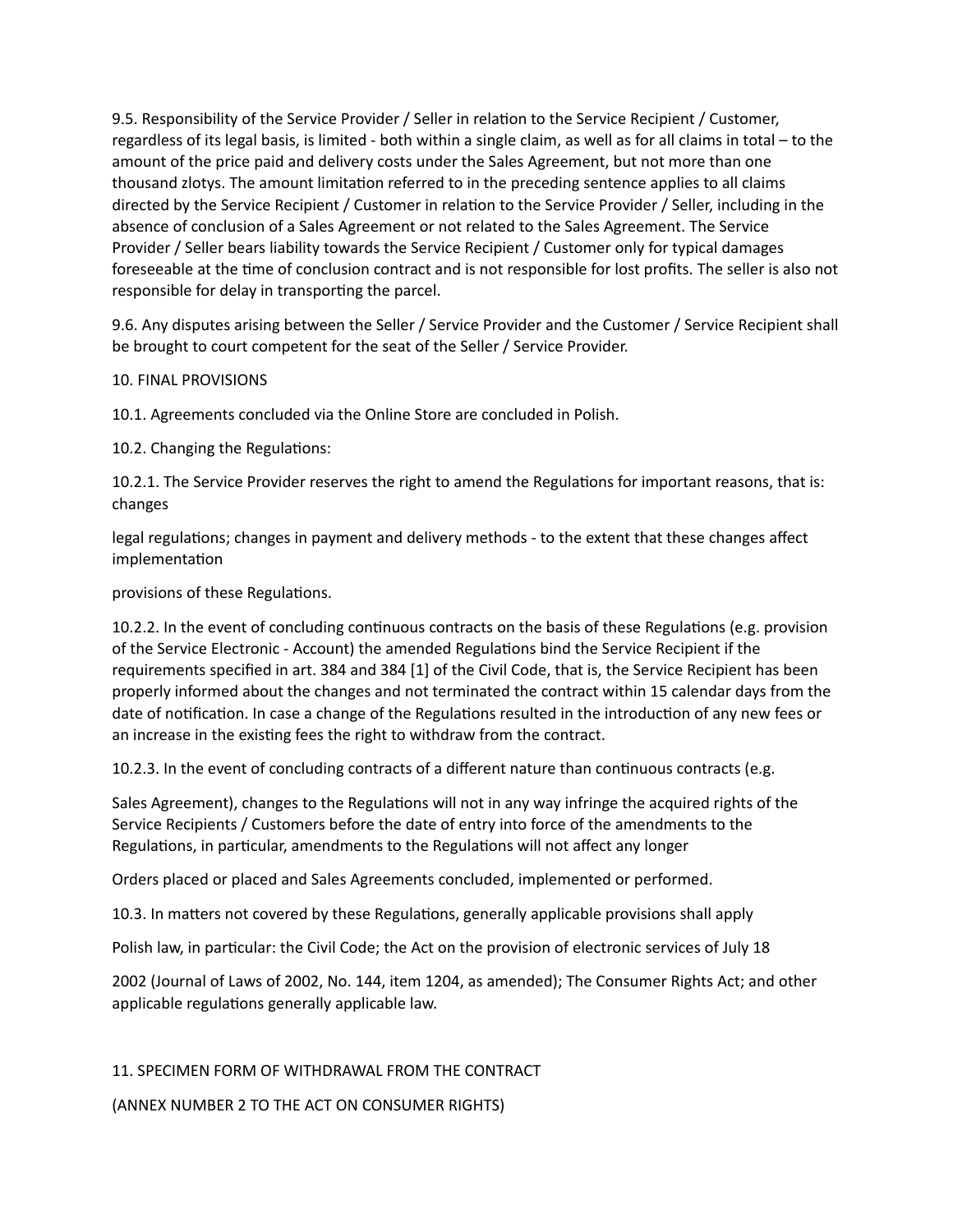9.5. Responsibility of the Service Provider / Seller in relation to the Service Recipient / Customer, regardless of its legal basis, is limited - both within a single claim, as well as for all claims in total – to the amount of the price paid and delivery costs under the Sales Agreement, but not more than one thousand zlotys. The amount limitation referred to in the preceding sentence applies to all claims directed by the Service Recipient / Customer in relation to the Service Provider / Seller, including in the absence of conclusion of a Sales Agreement or not related to the Sales Agreement. The Service Provider / Seller bears liability towards the Service Recipient / Customer only for typical damages foreseeable at the time of conclusion contract and is not responsible for lost profits. The seller is also not responsible for delay in transporting the parcel.

9.6. Any disputes arising between the Seller / Service Provider and the Customer / Service Recipient shall be brought to court competent for the seat of the Seller / Service Provider.

10. FINAL PROVISIONS

10.1. Agreements concluded via the Online Store are concluded in Polish.

10.2. Changing the Regulations:

10.2.1. The Service Provider reserves the right to amend the Regulations for important reasons, that is: changes

legal regulations; changes in payment and delivery methods - to the extent that these changes affect implementation

provisions of these Regulations.

10.2.2. In the event of concluding continuous contracts on the basis of these Regulations (e.g. provision of the Service Electronic - Account) the amended Regulations bind the Service Recipient if the requirements specified in art. 384 and 384 [1] of the Civil Code, that is, the Service Recipient has been properly informed about the changes and not terminated the contract within 15 calendar days from the date of notification. In case a change of the Regulations resulted in the introduction of any new fees or an increase in the existing fees the right to withdraw from the contract.

10.2.3. In the event of concluding contracts of a different nature than continuous contracts (e.g.

Sales Agreement), changes to the Regulations will not in any way infringe the acquired rights of the Service Recipients / Customers before the date of entry into force of the amendments to the Regulations, in particular, amendments to the Regulations will not affect any longer

Orders placed or placed and Sales Agreements concluded, implemented or performed.

10.3. In matters not covered by these Regulations, generally applicable provisions shall apply

Polish law, in particular: the Civil Code; the Act on the provision of electronic services of July 18

2002 (Journal of Laws of 2002, No. 144, item 1204, as amended); The Consumer Rights Act; and other applicable regulations generally applicable law.

11. SPECIMEN FORM OF WITHDRAWAL FROM THE CONTRACT

(ANNEX NUMBER 2 TO THE ACT ON CONSUMER RIGHTS)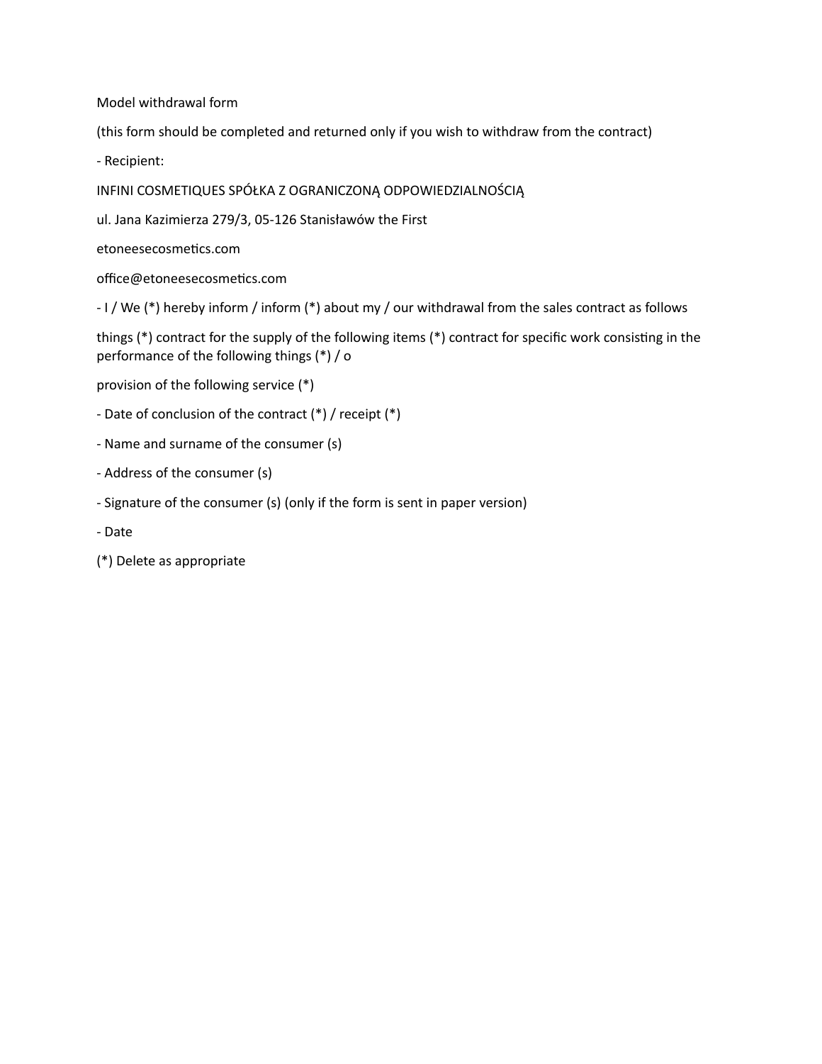Model withdrawal form

(this form should be completed and returned only if you wish to withdraw from the contract)

- Recipient:

INFINI COSMETIQUES SPÓŁKA Z OGRANICZONĄ ODPOWIEDZIALNOŚCIĄ

ul. Jana Kazimierza 279/3, 05-126 Stanisławów the First

etoneesecosmetics.com

office@etoneesecosmetics.com

- I / We (*) hereby inform / inform (*) about my / our withdrawal from the sales contract as follows

things (*) contract for the supply of the following items (*) contract for specific work consisting in the performance of the following things (*) / o

provision of the following service (*)

- Date of conclusion of the contract (*) / receipt (*)

- Name and surname of the consumer (s)

- Address of the consumer (s)

- Signature of the consumer (s) (only if the form is sent in paper version)

- Date

(*) Delete as appropriate